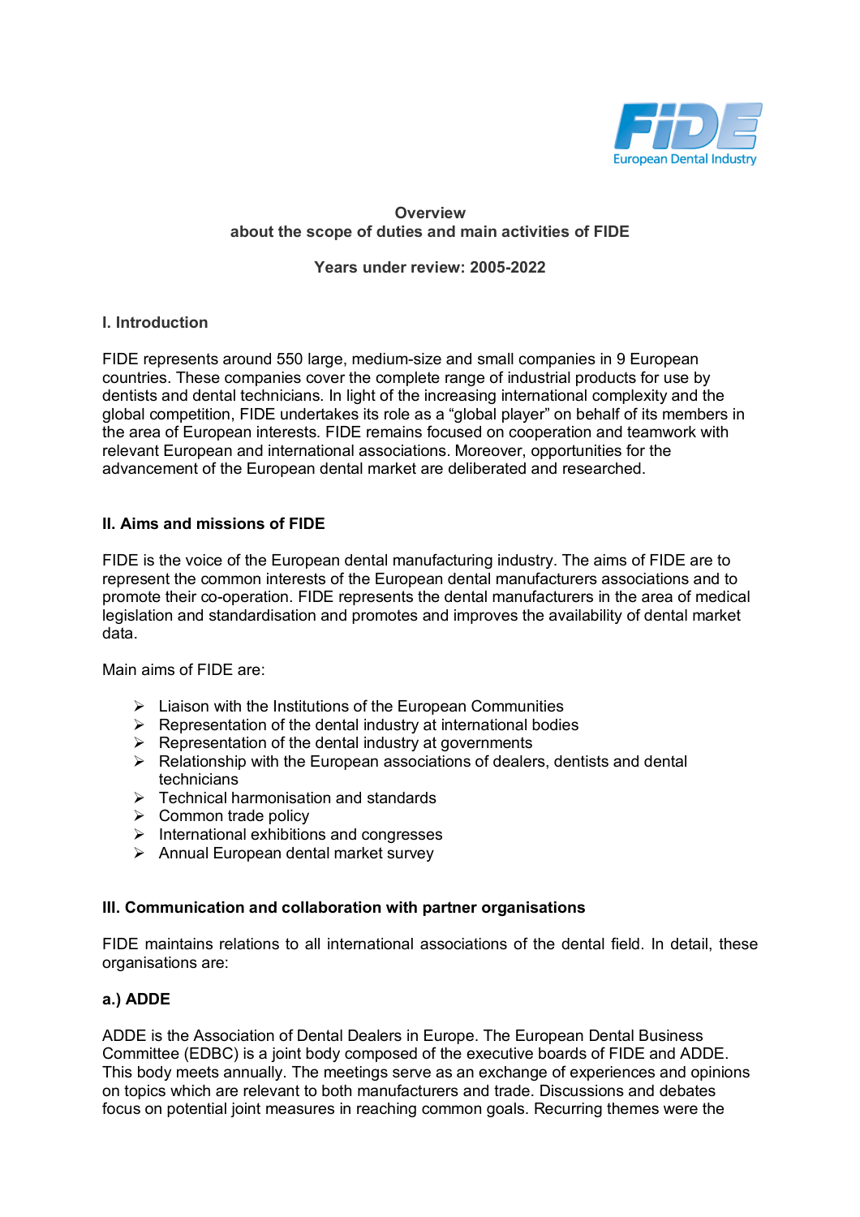**Overview**
**about the scope of duties and main activities of FIDE**

**Years under review: 2005-2022**

## I. Introduction

FIDE represents around 550 large, medium-size and small companies in 9 European countries. These companies cover the complete range of industrial products for use by dentists and dental technicians. In light of the increasing international complexity and the global competition, FIDE undertakes its role as a "global player" on behalf of its members in the area of European interests. FIDE remains focused on cooperation and teamwork with relevant European and international associations. Moreover, opportunities for the advancement of the European dental market are deliberated and researched.

## II. Aims and missions of FIDE

FIDE is the voice of the European dental manufacturing industry. The aims of FIDE are to represent the common interests of the European dental manufacturers associations and to promote their co-operation. FIDE represents the dental manufacturers in the area of medical legislation and standardisation and promotes and improves the availability of dental market data.

Main aims of FIDE are:

- Liaison with the Institutions of the European Communities
- Representation of the dental industry at international bodies
- Representation of the dental industry at governments
- Relationship with the European associations of dealers, dentists and dental technicians
- Technical harmonisation and standards
- Common trade policy
- International exhibitions and congresses
- Annual European dental market survey

## III. Communication and collaboration with partner organisations

FIDE maintains relations to all international associations of the dental field. In detail, these organisations are:

### a.) ADDE

ADDE is the Association of Dental Dealers in Europe. The European Dental Business Committee (EDBC) is a joint body composed of the executive boards of FIDE and ADDE. This body meets annually. The meetings serve as an exchange of experiences and opinions on topics which are relevant to both manufacturers and trade. Discussions and debates focus on potential joint measures in reaching common goals. Recurring themes were the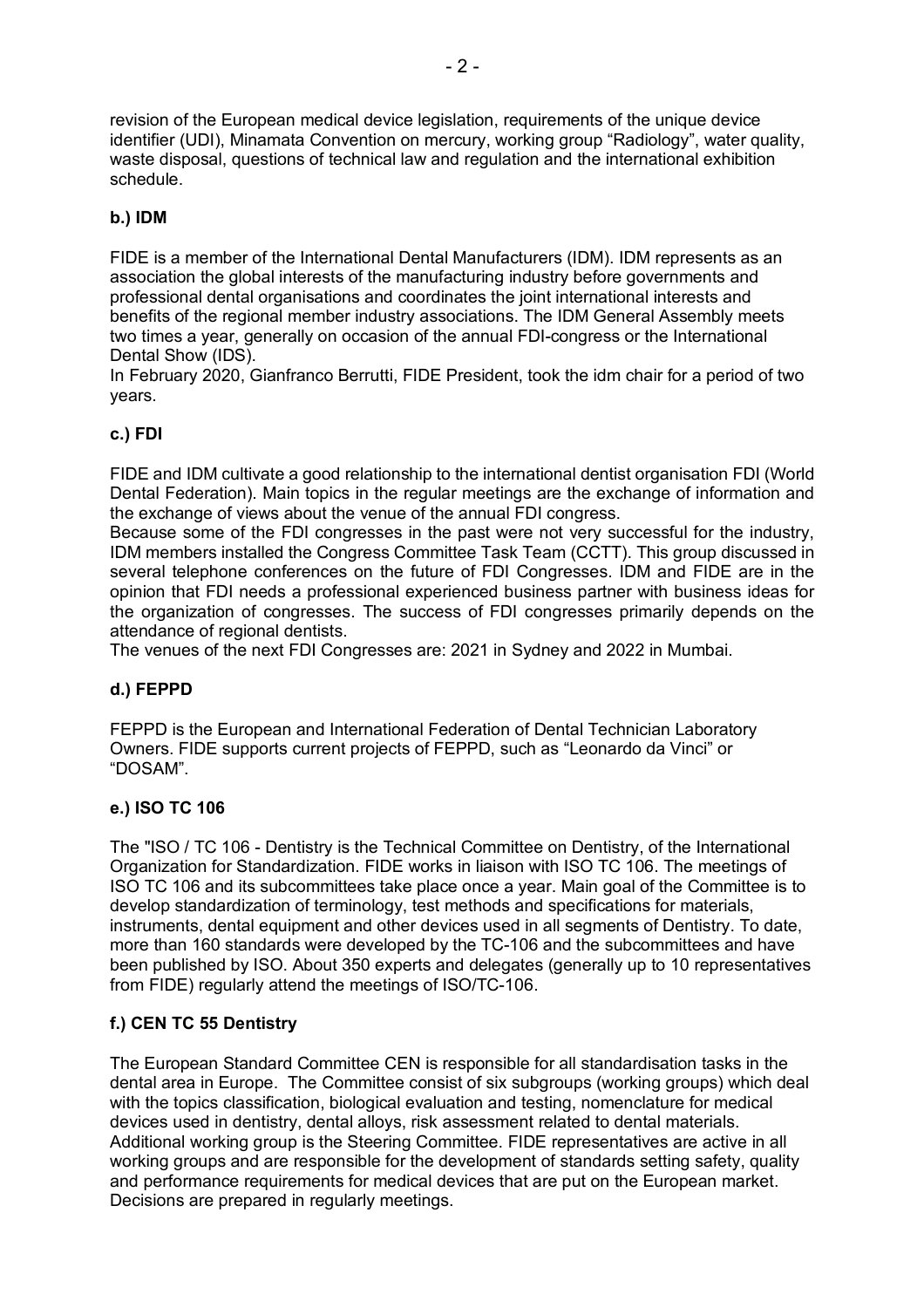revision of the European medical device legislation, requirements of the unique device identifier (UDI), Minamata Convention on mercury, working group "Radiology", water quality, waste disposal, questions of technical law and regulation and the international exhibition schedule.

### b.) IDM

FIDE is a member of the International Dental Manufacturers (IDM). IDM represents as an association the global interests of the manufacturing industry before governments and professional dental organisations and coordinates the joint international interests and benefits of the regional member industry associations. The IDM General Assembly meets two times a year, generally on occasion of the annual FDI-congress or the International Dental Show (IDS).

In February 2020, Gianfranco Berrutti, FIDE President, took the idm chair for a period of two years.

### c.) FDI

FIDE and IDM cultivate a good relationship to the international dentist organisation FDI (World Dental Federation). Main topics in the regular meetings are the exchange of information and the exchange of views about the venue of the annual FDI congress.

Because some of the FDI congresses in the past were not very successful for the industry, IDM members installed the Congress Committee Task Team (CCTT). This group discussed in several telephone conferences on the future of FDI Congresses. IDM and FIDE are in the opinion that FDI needs a professional experienced business partner with business ideas for the organization of congresses. The success of FDI congresses primarily depends on the attendance of regional dentists.

The venues of the next FDI Congresses are: 2021 in Sydney and 2022 in Mumbai.

### d.) FEPPD

FEPPD is the European and International Federation of Dental Technician Laboratory Owners. FIDE supports current projects of FEPPD, such as "Leonardo da Vinci" or "DOSAM".

### e.) ISO TC 106

The "ISO / TC 106 - Dentistry is the Technical Committee on Dentistry, of the International Organization for Standardization. FIDE works in liaison with ISO TC 106. The meetings of ISO TC 106 and its subcommittees take place once a year. Main goal of the Committee is to develop standardization of terminology, test methods and specifications for materials, instruments, dental equipment and other devices used in all segments of Dentistry. To date, more than 160 standards were developed by the TC-106 and the subcommittees and have been published by ISO. About 350 experts and delegates (generally up to 10 representatives from FIDE) regularly attend the meetings of ISO/TC-106.

### f.) CEN TC 55 Dentistry

The European Standard Committee CEN is responsible for all standardisation tasks in the dental area in Europe. The Committee consist of six subgroups (working groups) which deal with the topics classification, biological evaluation and testing, nomenclature for medical devices used in dentistry, dental alloys, risk assessment related to dental materials. Additional working group is the Steering Committee. FIDE representatives are active in all working groups and are responsible for the development of standards setting safety, quality and performance requirements for medical devices that are put on the European market. Decisions are prepared in regularly meetings.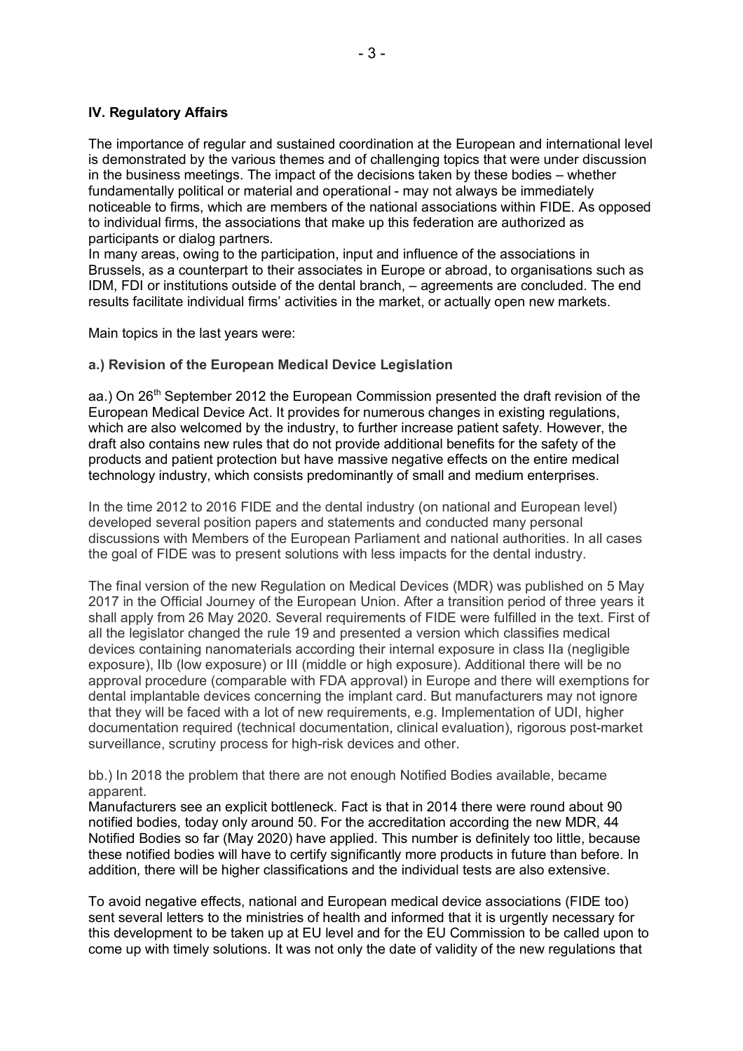## IV. Regulatory Affairs

The importance of regular and sustained coordination at the European and international level is demonstrated by the various themes and of challenging topics that were under discussion in the business meetings. The impact of the decisions taken by these bodies – whether fundamentally political or material and operational - may not always be immediately noticeable to firms, which are members of the national associations within FIDE. As opposed to individual firms, the associations that make up this federation are authorized as participants or dialog partners.
In many areas, owing to the participation, input and influence of the associations in Brussels, as a counterpart to their associates in Europe or abroad, to organisations such as IDM, FDI or institutions outside of the dental branch, – agreements are concluded. The end results facilitate individual firms' activities in the market, or actually open new markets.

Main topics in the last years were:

### a.) Revision of the European Medical Device Legislation

aa.) On 26th September 2012 the European Commission presented the draft revision of the European Medical Device Act. It provides for numerous changes in existing regulations, which are also welcomed by the industry, to further increase patient safety. However, the draft also contains new rules that do not provide additional benefits for the safety of the products and patient protection but have massive negative effects on the entire medical technology industry, which consists predominantly of small and medium enterprises.

In the time 2012 to 2016 FIDE and the dental industry (on national and European level) developed several position papers and statements and conducted many personal discussions with Members of the European Parliament and national authorities. In all cases the goal of FIDE was to present solutions with less impacts for the dental industry.

The final version of the new Regulation on Medical Devices (MDR) was published on 5 May 2017 in the Official Journey of the European Union. After a transition period of three years it shall apply from 26 May 2020. Several requirements of FIDE were fulfilled in the text. First of all the legislator changed the rule 19 and presented a version which classifies medical devices containing nanomaterials according their internal exposure in class IIa (negligible exposure), IIb (low exposure) or III (middle or high exposure). Additional there will be no approval procedure (comparable with FDA approval) in Europe and there will exemptions for dental implantable devices concerning the implant card. But manufacturers may not ignore that they will be faced with a lot of new requirements, e.g. Implementation of UDI, higher documentation required (technical documentation, clinical evaluation), rigorous post-market surveillance, scrutiny process for high-risk devices and other.

bb.) In 2018 the problem that there are not enough Notified Bodies available, became apparent.
Manufacturers see an explicit bottleneck. Fact is that in 2014 there were round about 90 notified bodies, today only around 50. For the accreditation according the new MDR, 44 Notified Bodies so far (May 2020) have applied. This number is definitely too little, because these notified bodies will have to certify significantly more products in future than before. In addition, there will be higher classifications and the individual tests are also extensive.

To avoid negative effects, national and European medical device associations (FIDE too) sent several letters to the ministries of health and informed that it is urgently necessary for this development to be taken up at EU level and for the EU Commission to be called upon to come up with timely solutions. It was not only the date of validity of the new regulations that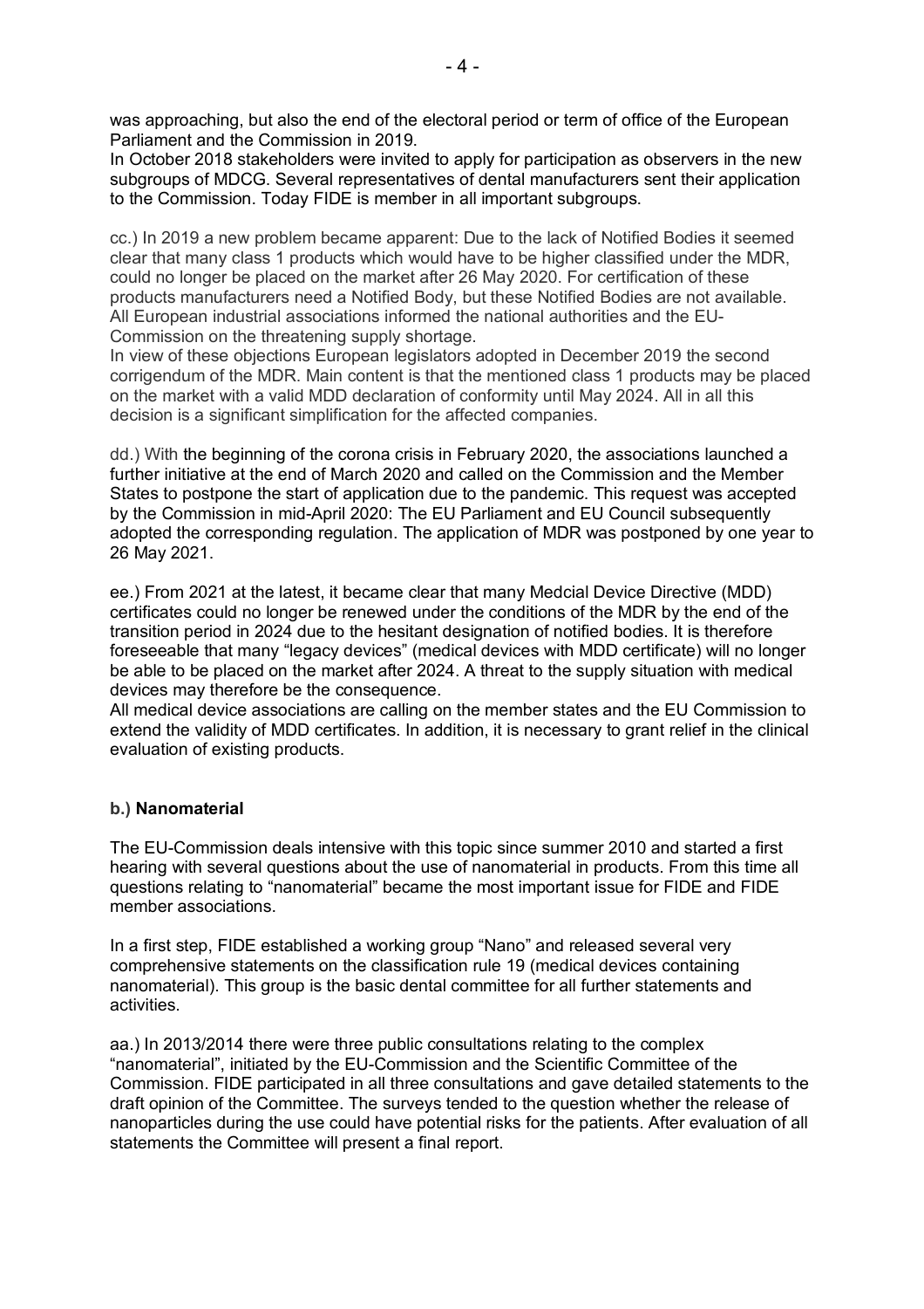was approaching, but also the end of the electoral period or term of office of the European Parliament and the Commission in 2019.
In October 2018 stakeholders were invited to apply for participation as observers in the new subgroups of MDCG. Several representatives of dental manufacturers sent their application to the Commission. Today FIDE is member in all important subgroups.

cc.) In 2019 a new problem became apparent: Due to the lack of Notified Bodies it seemed clear that many class 1 products which would have to be higher classified under the MDR, could no longer be placed on the market after 26 May 2020. For certification of these products manufacturers need a Notified Body, but these Notified Bodies are not available. All European industrial associations informed the national authorities and the EU-Commission on the threatening supply shortage.
In view of these objections European legislators adopted in December 2019 the second corrigendum of the MDR. Main content is that the mentioned class 1 products may be placed on the market with a valid MDD declaration of conformity until May 2024. All in all this decision is a significant simplification for the affected companies.

dd.) With the beginning of the corona crisis in February 2020, the associations launched a further initiative at the end of March 2020 and called on the Commission and the Member States to postpone the start of application due to the pandemic. This request was accepted by the Commission in mid-April 2020: The EU Parliament and EU Council subsequently adopted the corresponding regulation. The application of MDR was postponed by one year to 26 May 2021.

ee.) From 2021 at the latest, it became clear that many Medcial Device Directive (MDD) certificates could no longer be renewed under the conditions of the MDR by the end of the transition period in 2024 due to the hesitant designation of notified bodies. It is therefore foreseeable that many "legacy devices" (medical devices with MDD certificate) will no longer be able to be placed on the market after 2024. A threat to the supply situation with medical devices may therefore be the consequence.
All medical device associations are calling on the member states and the EU Commission to extend the validity of MDD certificates. In addition, it is necessary to grant relief in the clinical evaluation of existing products.

### b.) Nanomaterial

The EU-Commission deals intensive with this topic since summer 2010 and started a first hearing with several questions about the use of nanomaterial in products. From this time all questions relating to "nanomaterial" became the most important issue for FIDE and FIDE member associations.

In a first step, FIDE established a working group "Nano" and released several very comprehensive statements on the classification rule 19 (medical devices containing nanomaterial). This group is the basic dental committee for all further statements and activities.

aa.) In 2013/2014 there were three public consultations relating to the complex "nanomaterial", initiated by the EU-Commission and the Scientific Committee of the Commission. FIDE participated in all three consultations and gave detailed statements to the draft opinion of the Committee. The surveys tended to the question whether the release of nanoparticles during the use could have potential risks for the patients. After evaluation of all statements the Committee will present a final report.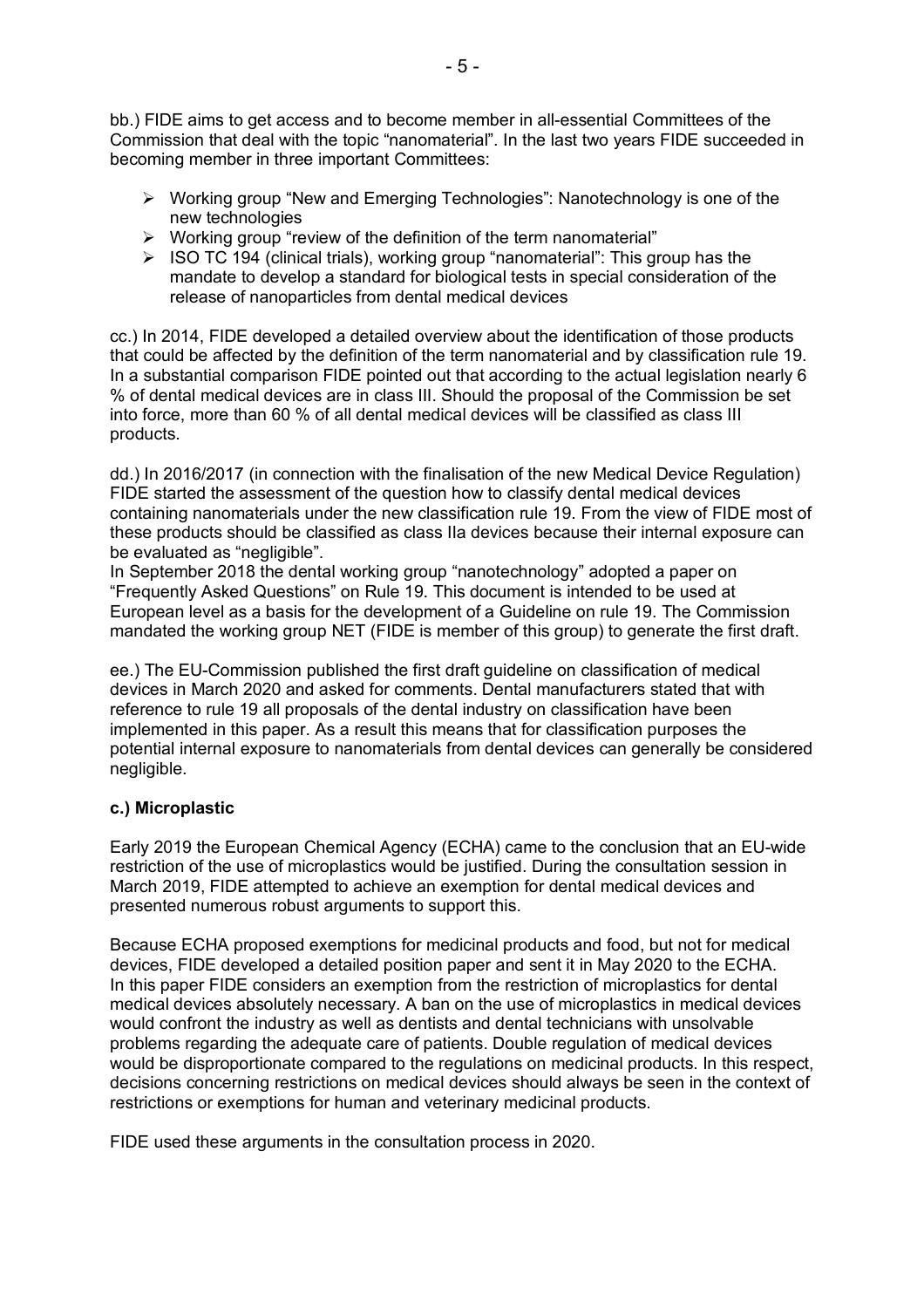bb.) FIDE aims to get access and to become member in all-essential Committees of the Commission that deal with the topic "nanomaterial". In the last two years FIDE succeeded in becoming member in three important Committees:

- Working group "New and Emerging Technologies": Nanotechnology is one of the new technologies
- Working group "review of the definition of the term nanomaterial"
- ISO TC 194 (clinical trials), working group "nanomaterial": This group has the mandate to develop a standard for biological tests in special consideration of the release of nanoparticles from dental medical devices

cc.) In 2014, FIDE developed a detailed overview about the identification of those products that could be affected by the definition of the term nanomaterial and by classification rule 19. In a substantial comparison FIDE pointed out that according to the actual legislation nearly 6 % of dental medical devices are in class III. Should the proposal of the Commission be set into force, more than 60 % of all dental medical devices will be classified as class III products.

dd.) In 2016/2017 (in connection with the finalisation of the new Medical Device Regulation) FIDE started the assessment of the question how to classify dental medical devices containing nanomaterials under the new classification rule 19. From the view of FIDE most of these products should be classified as class IIa devices because their internal exposure can be evaluated as "negligible".
In September 2018 the dental working group "nanotechnology" adopted a paper on "Frequently Asked Questions" on Rule 19. This document is intended to be used at European level as a basis for the development of a Guideline on rule 19. The Commission mandated the working group NET (FIDE is member of this group) to generate the first draft.

ee.) The EU-Commission published the first draft guideline on classification of medical devices in March 2020 and asked for comments. Dental manufacturers stated that with reference to rule 19 all proposals of the dental industry on classification have been implemented in this paper. As a result this means that for classification purposes the potential internal exposure to nanomaterials from dental devices can generally be considered negligible.

### c.) Microplastic

Early 2019 the European Chemical Agency (ECHA) came to the conclusion that an EU-wide restriction of the use of microplastics would be justified. During the consultation session in March 2019, FIDE attempted to achieve an exemption for dental medical devices and presented numerous robust arguments to support this.

Because ECHA proposed exemptions for medicinal products and food, but not for medical devices, FIDE developed a detailed position paper and sent it in May 2020 to the ECHA. In this paper FIDE considers an exemption from the restriction of microplastics for dental medical devices absolutely necessary. A ban on the use of microplastics in medical devices would confront the industry as well as dentists and dental technicians with unsolvable problems regarding the adequate care of patients. Double regulation of medical devices would be disproportionate compared to the regulations on medicinal products. In this respect, decisions concerning restrictions on medical devices should always be seen in the context of restrictions or exemptions for human and veterinary medicinal products.

FIDE used these arguments in the consultation process in 2020.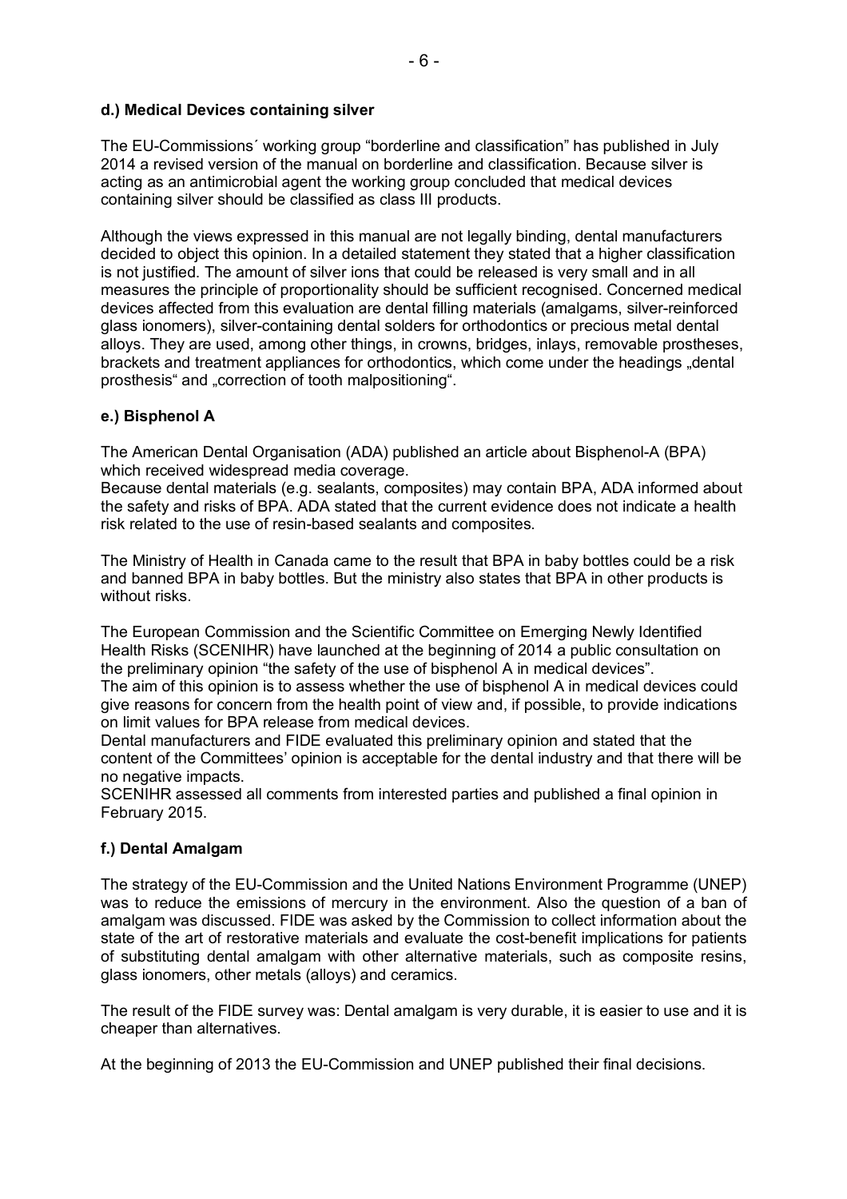**d.) Medical Devices containing silver**

The EU-Commissions´ working group "borderline and classification" has published in July 2014 a revised version of the manual on borderline and classification. Because silver is acting as an antimicrobial agent the working group concluded that medical devices containing silver should be classified as class III products.

Although the views expressed in this manual are not legally binding, dental manufacturers decided to object this opinion. In a detailed statement they stated that a higher classification is not justified. The amount of silver ions that could be released is very small and in all measures the principle of proportionality should be sufficient recognised. Concerned medical devices affected from this evaluation are dental filling materials (amalgams, silver-reinforced glass ionomers), silver-containing dental solders for orthodontics or precious metal dental alloys. They are used, among other things, in crowns, bridges, inlays, removable prostheses, brackets and treatment appliances for orthodontics, which come under the headings „dental prosthesis" and „correction of tooth malpositioning".

**e.) Bisphenol A**

The American Dental Organisation (ADA) published an article about Bisphenol-A (BPA) which received widespread media coverage.
Because dental materials (e.g. sealants, composites) may contain BPA, ADA informed about the safety and risks of BPA. ADA stated that the current evidence does not indicate a health risk related to the use of resin-based sealants and composites.

The Ministry of Health in Canada came to the result that BPA in baby bottles could be a risk and banned BPA in baby bottles. But the ministry also states that BPA in other products is without risks.

The European Commission and the Scientific Committee on Emerging Newly Identified Health Risks (SCENIHR) have launched at the beginning of 2014 a public consultation on the preliminary opinion "the safety of the use of bisphenol A in medical devices".
The aim of this opinion is to assess whether the use of bisphenol A in medical devices could give reasons for concern from the health point of view and, if possible, to provide indications on limit values for BPA release from medical devices.
Dental manufacturers and FIDE evaluated this preliminary opinion and stated that the content of the Committees' opinion is acceptable for the dental industry and that there will be no negative impacts.
SCENIHR assessed all comments from interested parties and published a final opinion in February 2015.

**f.) Dental Amalgam**

The strategy of the EU-Commission and the United Nations Environment Programme (UNEP) was to reduce the emissions of mercury in the environment. Also the question of a ban of amalgam was discussed. FIDE was asked by the Commission to collect information about the state of the art of restorative materials and evaluate the cost-benefit implications for patients of substituting dental amalgam with other alternative materials, such as composite resins, glass ionomers, other metals (alloys) and ceramics.

The result of the FIDE survey was: Dental amalgam is very durable, it is easier to use and it is cheaper than alternatives.

At the beginning of 2013 the EU-Commission and UNEP published their final decisions.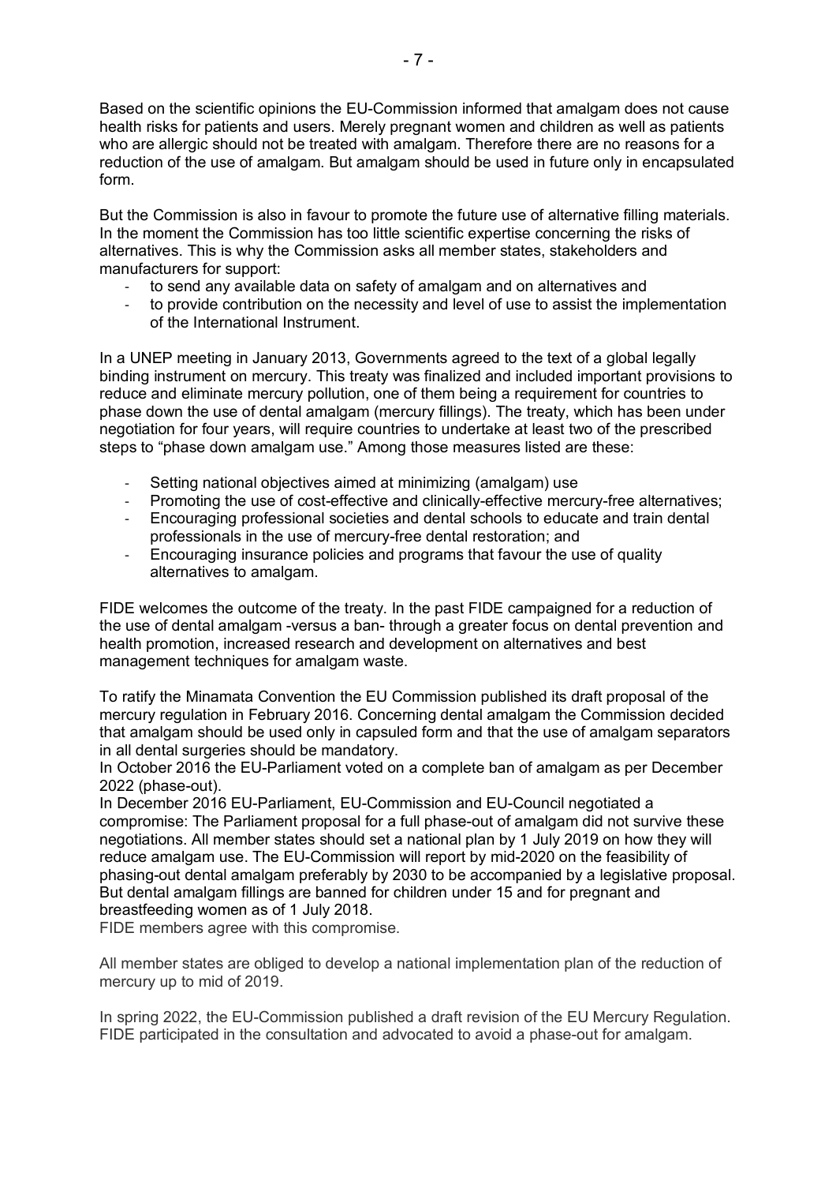Based on the scientific opinions the EU-Commission informed that amalgam does not cause health risks for patients and users. Merely pregnant women and children as well as patients who are allergic should not be treated with amalgam. Therefore there are no reasons for a reduction of the use of amalgam. But amalgam should be used in future only in encapsulated form.

But the Commission is also in favour to promote the future use of alternative filling materials. In the moment the Commission has too little scientific expertise concerning the risks of alternatives. This is why the Commission asks all member states, stakeholders and manufacturers for support:

- to send any available data on safety of amalgam and on alternatives and
- to provide contribution on the necessity and level of use to assist the implementation of the International Instrument.

In a UNEP meeting in January 2013, Governments agreed to the text of a global legally binding instrument on mercury. This treaty was finalized and included important provisions to reduce and eliminate mercury pollution, one of them being a requirement for countries to phase down the use of dental amalgam (mercury fillings). The treaty, which has been under negotiation for four years, will require countries to undertake at least two of the prescribed steps to "phase down amalgam use." Among those measures listed are these:

- Setting national objectives aimed at minimizing (amalgam) use
- Promoting the use of cost-effective and clinically-effective mercury-free alternatives;
- Encouraging professional societies and dental schools to educate and train dental professionals in the use of mercury-free dental restoration; and
- Encouraging insurance policies and programs that favour the use of quality alternatives to amalgam.

FIDE welcomes the outcome of the treaty. In the past FIDE campaigned for a reduction of the use of dental amalgam -versus a ban- through a greater focus on dental prevention and health promotion, increased research and development on alternatives and best management techniques for amalgam waste.

To ratify the Minamata Convention the EU Commission published its draft proposal of the mercury regulation in February 2016. Concerning dental amalgam the Commission decided that amalgam should be used only in capsuled form and that the use of amalgam separators in all dental surgeries should be mandatory.
In October 2016 the EU-Parliament voted on a complete ban of amalgam as per December 2022 (phase-out).
In December 2016 EU-Parliament, EU-Commission and EU-Council negotiated a compromise: The Parliament proposal for a full phase-out of amalgam did not survive these negotiations. All member states should set a national plan by 1 July 2019 on how they will reduce amalgam use. The EU-Commission will report by mid-2020 on the feasibility of phasing-out dental amalgam preferably by 2030 to be accompanied by a legislative proposal. But dental amalgam fillings are banned for children under 15 and for pregnant and breastfeeding women as of 1 July 2018.
FIDE members agree with this compromise.

All member states are obliged to develop a national implementation plan of the reduction of mercury up to mid of 2019.

In spring 2022, the EU-Commission published a draft revision of the EU Mercury Regulation. FIDE participated in the consultation and advocated to avoid a phase-out for amalgam.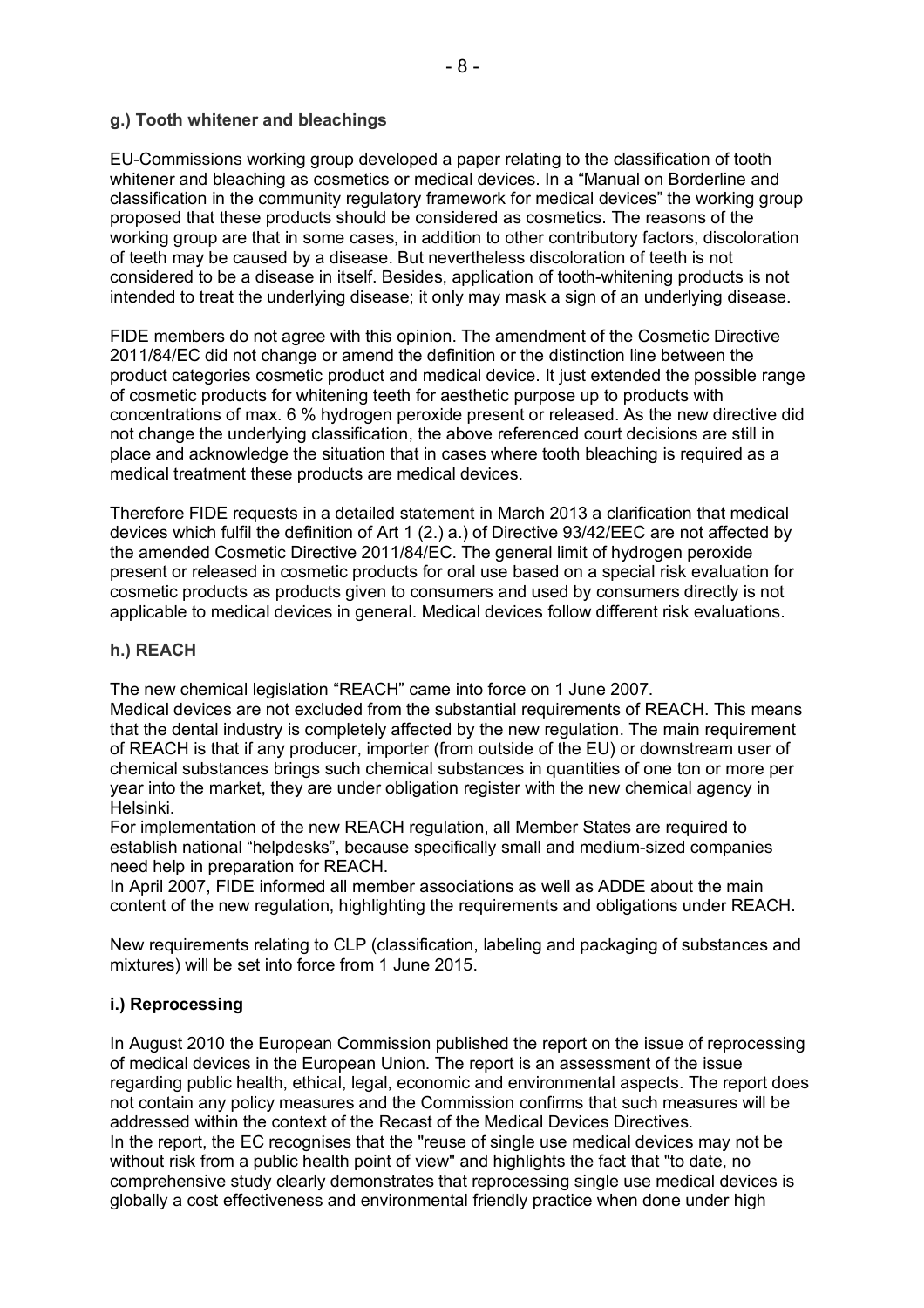#### g.) Tooth whitener and bleachings

EU-Commissions working group developed a paper relating to the classification of tooth whitener and bleaching as cosmetics or medical devices. In a "Manual on Borderline and classification in the community regulatory framework for medical devices" the working group proposed that these products should be considered as cosmetics. The reasons of the working group are that in some cases, in addition to other contributory factors, discoloration of teeth may be caused by a disease. But nevertheless discoloration of teeth is not considered to be a disease in itself. Besides, application of tooth-whitening products is not intended to treat the underlying disease; it only may mask a sign of an underlying disease.

FIDE members do not agree with this opinion. The amendment of the Cosmetic Directive 2011/84/EC did not change or amend the definition or the distinction line between the product categories cosmetic product and medical device. It just extended the possible range of cosmetic products for whitening teeth for aesthetic purpose up to products with concentrations of max. 6 % hydrogen peroxide present or released. As the new directive did not change the underlying classification, the above referenced court decisions are still in place and acknowledge the situation that in cases where tooth bleaching is required as a medical treatment these products are medical devices.

Therefore FIDE requests in a detailed statement in March 2013 a clarification that medical devices which fulfil the definition of Art 1 (2.) a.) of Directive 93/42/EEC are not affected by the amended Cosmetic Directive 2011/84/EC. The general limit of hydrogen peroxide present or released in cosmetic products for oral use based on a special risk evaluation for cosmetic products as products given to consumers and used by consumers directly is not applicable to medical devices in general. Medical devices follow different risk evaluations.

#### h.) REACH

The new chemical legislation "REACH" came into force on 1 June 2007.
Medical devices are not excluded from the substantial requirements of REACH. This means that the dental industry is completely affected by the new regulation. The main requirement of REACH is that if any producer, importer (from outside of the EU) or downstream user of chemical substances brings such chemical substances in quantities of one ton or more per year into the market, they are under obligation register with the new chemical agency in Helsinki.
For implementation of the new REACH regulation, all Member States are required to establish national "helpdesks", because specifically small and medium-sized companies need help in preparation for REACH.
In April 2007, FIDE informed all member associations as well as ADDE about the main content of the new regulation, highlighting the requirements and obligations under REACH.

New requirements relating to CLP (classification, labeling and packaging of substances and mixtures) will be set into force from 1 June 2015.

#### i.) Reprocessing

In August 2010 the European Commission published the report on the issue of reprocessing of medical devices in the European Union. The report is an assessment of the issue regarding public health, ethical, legal, economic and environmental aspects. The report does not contain any policy measures and the Commission confirms that such measures will be addressed within the context of the Recast of the Medical Devices Directives.
In the report, the EC recognises that the "reuse of single use medical devices may not be without risk from a public health point of view" and highlights the fact that "to date, no comprehensive study clearly demonstrates that reprocessing single use medical devices is globally a cost effectiveness and environmental friendly practice when done under high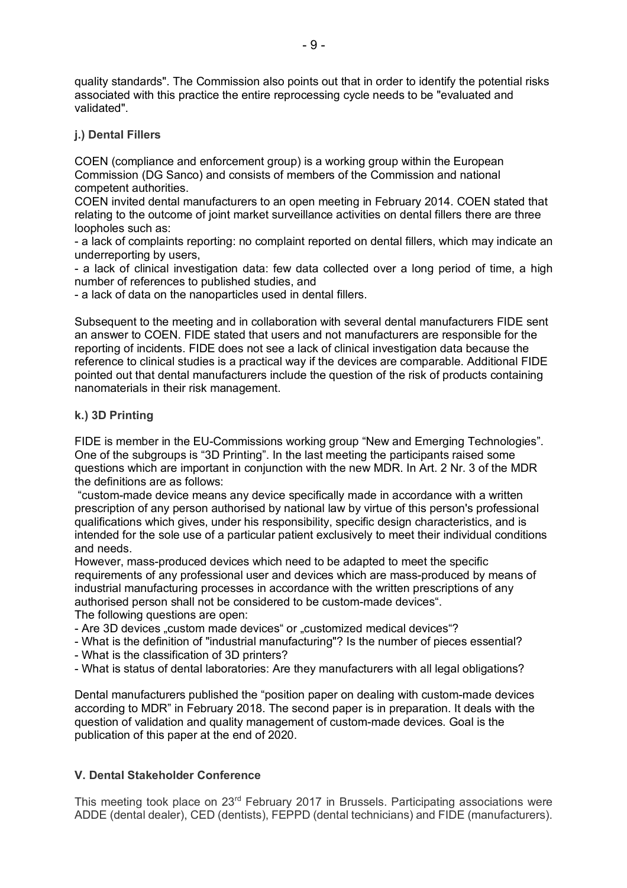quality standards". The Commission also points out that in order to identify the potential risks associated with this practice the entire reprocessing cycle needs to be "evaluated and validated".

### j.) Dental Fillers

COEN (compliance and enforcement group) is a working group within the European Commission (DG Sanco) and consists of members of the Commission and national competent authorities.

COEN invited dental manufacturers to an open meeting in February 2014. COEN stated that relating to the outcome of joint market surveillance activities on dental fillers there are three loopholes such as:

- a lack of complaints reporting: no complaint reported on dental fillers, which may indicate an underreporting by users,
- a lack of clinical investigation data: few data collected over a long period of time, a high number of references to published studies, and
- a lack of data on the nanoparticles used in dental fillers.

Subsequent to the meeting and in collaboration with several dental manufacturers FIDE sent an answer to COEN. FIDE stated that users and not manufacturers are responsible for the reporting of incidents. FIDE does not see a lack of clinical investigation data because the reference to clinical studies is a practical way if the devices are comparable. Additional FIDE pointed out that dental manufacturers include the question of the risk of products containing nanomaterials in their risk management.

### k.) 3D Printing

FIDE is member in the EU-Commissions working group "New and Emerging Technologies". One of the subgroups is "3D Printing". In the last meeting the participants raised some questions which are important in conjunction with the new MDR. In Art. 2 Nr. 3 of the MDR the definitions are as follows:

"custom-made device means any device specifically made in accordance with a written prescription of any person authorised by national law by virtue of this person's professional qualifications which gives, under his responsibility, specific design characteristics, and is intended for the sole use of a particular patient exclusively to meet their individual conditions and needs.

However, mass-produced devices which need to be adapted to meet the specific requirements of any professional user and devices which are mass-produced by means of industrial manufacturing processes in accordance with the written prescriptions of any authorised person shall not be considered to be custom-made devices".

The following questions are open:

- Are 3D devices „custom made devices" or „customized medical devices"?
- What is the definition of "industrial manufacturing"? Is the number of pieces essential?
- What is the classification of 3D printers?
- What is status of dental laboratories: Are they manufacturers with all legal obligations?

Dental manufacturers published the "position paper on dealing with custom-made devices according to MDR" in February 2018. The second paper is in preparation. It deals with the question of validation and quality management of custom-made devices. Goal is the publication of this paper at the end of 2020.

## V. Dental Stakeholder Conference

This meeting took place on 23rd February 2017 in Brussels. Participating associations were ADDE (dental dealer), CED (dentists), FEPPD (dental technicians) and FIDE (manufacturers).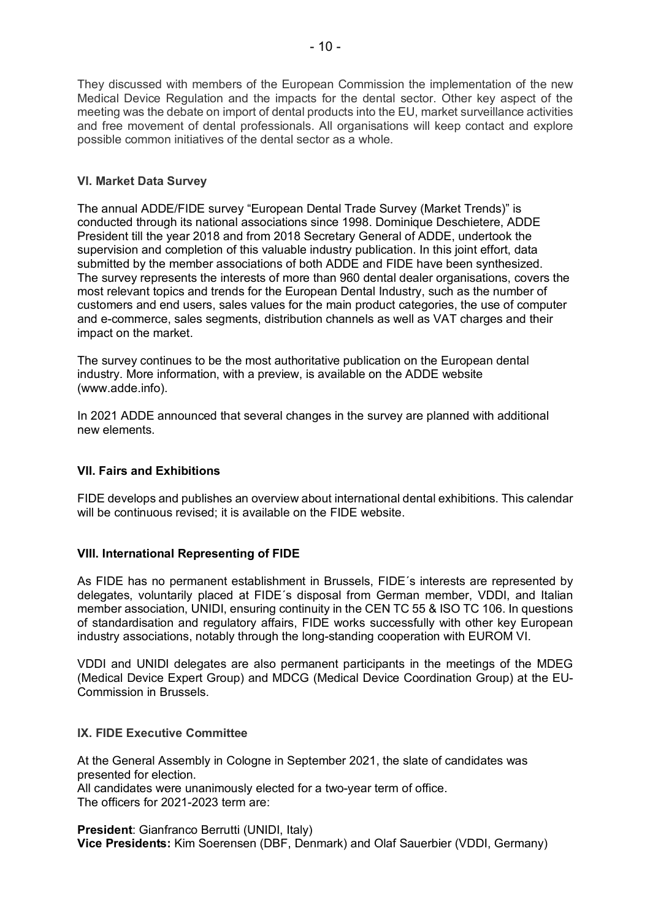They discussed with members of the European Commission the implementation of the new Medical Device Regulation and the impacts for the dental sector. Other key aspect of the meeting was the debate on import of dental products into the EU, market surveillance activities and free movement of dental professionals. All organisations will keep contact and explore possible common initiatives of the dental sector as a whole.

### VI. Market Data Survey

The annual ADDE/FIDE survey "European Dental Trade Survey (Market Trends)" is conducted through its national associations since 1998. Dominique Deschietere, ADDE President till the year 2018 and from 2018 Secretary General of ADDE, undertook the supervision and completion of this valuable industry publication. In this joint effort, data submitted by the member associations of both ADDE and FIDE have been synthesized. The survey represents the interests of more than 960 dental dealer organisations, covers the most relevant topics and trends for the European Dental Industry, such as the number of customers and end users, sales values for the main product categories, the use of computer and e-commerce, sales segments, distribution channels as well as VAT charges and their impact on the market.

The survey continues to be the most authoritative publication on the European dental industry. More information, with a preview, is available on the ADDE website (www.adde.info).

In 2021 ADDE announced that several changes in the survey are planned with additional new elements.

### VII. Fairs and Exhibitions

FIDE develops and publishes an overview about international dental exhibitions. This calendar will be continuous revised; it is available on the FIDE website.

### VIII. International Representing of FIDE

As FIDE has no permanent establishment in Brussels, FIDE´s interests are represented by delegates, voluntarily placed at FIDE´s disposal from German member, VDDI, and Italian member association, UNIDI, ensuring continuity in the CEN TC 55 & ISO TC 106. In questions of standardisation and regulatory affairs, FIDE works successfully with other key European industry associations, notably through the long-standing cooperation with EUROM VI.

VDDI and UNIDI delegates are also permanent participants in the meetings of the MDEG (Medical Device Expert Group) and MDCG (Medical Device Coordination Group) at the EU-Commission in Brussels.

### IX. FIDE Executive Committee

At the General Assembly in Cologne in September 2021, the slate of candidates was presented for election.
All candidates were unanimously elected for a two-year term of office.
The officers for 2021-2023 term are:

**President**: Gianfranco Berrutti (UNIDI, Italy)
**Vice Presidents:** Kim Soerensen (DBF, Denmark) and Olaf Sauerbier (VDDI, Germany)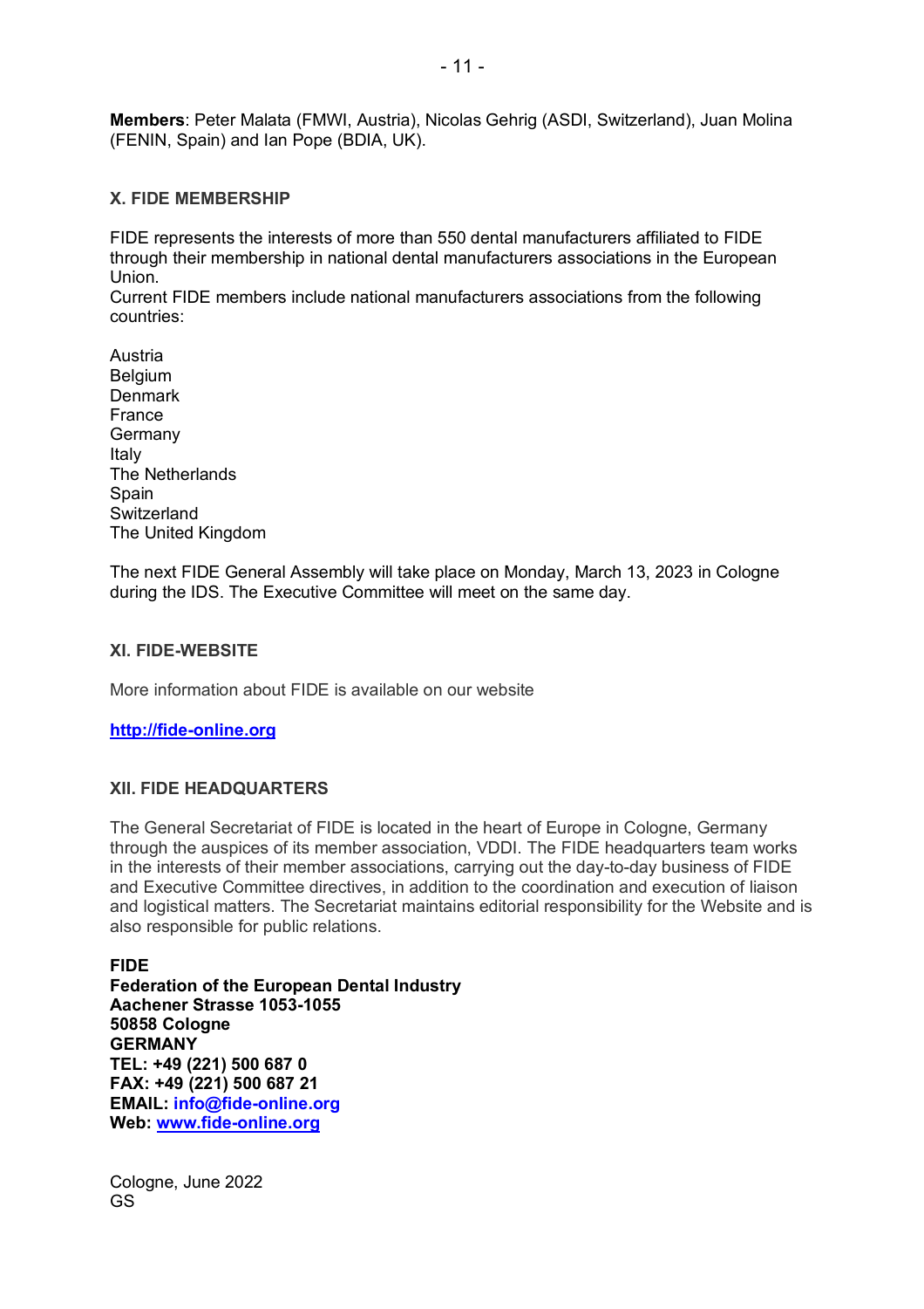**Members**: Peter Malata (FMWI, Austria), Nicolas Gehrig (ASDI, Switzerland), Juan Molina (FENIN, Spain) and Ian Pope (BDIA, UK).

## X. FIDE MEMBERSHIP

FIDE represents the interests of more than 550 dental manufacturers affiliated to FIDE through their membership in national dental manufacturers associations in the European Union.
Current FIDE members include national manufacturers associations from the following countries:

Austria
Belgium
Denmark
France
Germany
Italy
The Netherlands
Spain
Switzerland
The United Kingdom

The next FIDE General Assembly will take place on Monday, March 13, 2023 in Cologne during the IDS. The Executive Committee will meet on the same day.

## XI. FIDE-WEBSITE

More information about FIDE is available on our website

**http://fide-online.org**

## XII. FIDE HEADQUARTERS

The General Secretariat of FIDE is located in the heart of Europe in Cologne, Germany through the auspices of its member association, VDDI. The FIDE headquarters team works in the interests of their member associations, carrying out the day-to-day business of FIDE and Executive Committee directives, in addition to the coordination and execution of liaison and logistical matters. The Secretariat maintains editorial responsibility for the Website and is also responsible for public relations.

**FIDE**
**Federation of the European Dental Industry**
**Aachener Strasse 1053-1055**
**50858 Cologne**
**GERMANY**
**TEL: +49 (221) 500 687 0**
**FAX: +49 (221) 500 687 21**
**EMAIL: info@fide-online.org**
**Web: www.fide-online.org**

Cologne, June 2022
GS